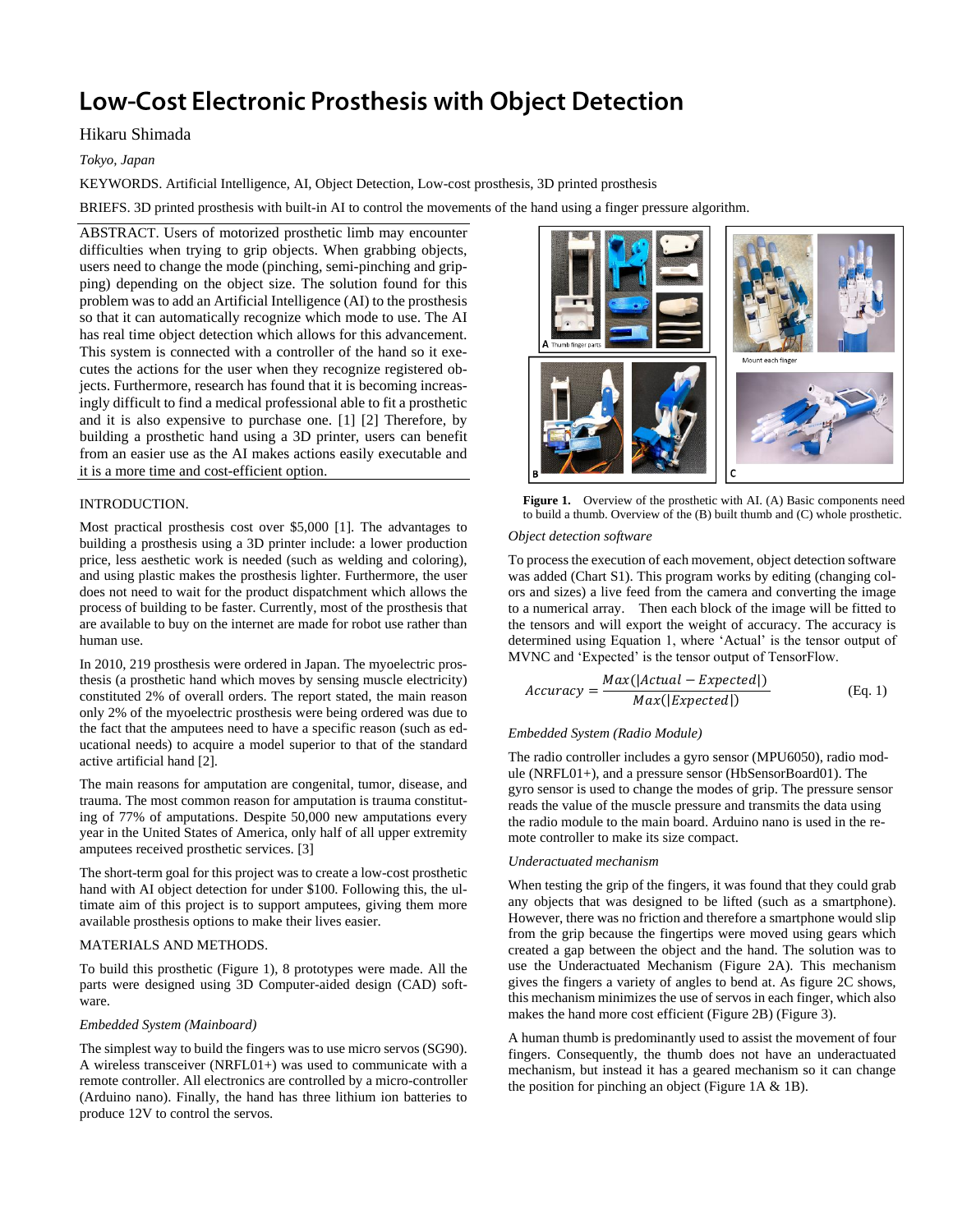# Low-Cost Electronic Prosthesis with Object Detection

Hikaru Shimada

*Tokyo, Japan*

KEYWORDS. Artificial Intelligence, AI, Object Detection, Low-cost prosthesis, 3D printed prosthesis

BRIEFS. 3D printed prosthesis with built-in AI to control the movements of the hand using a finger pressure algorithm.

ABSTRACT. Users of motorized prosthetic limb may encounter difficulties when trying to grip objects. When grabbing objects, users need to change the mode (pinching, semi-pinching and gripping) depending on the object size. The solution found for this problem was to add an Artificial Intelligence (AI) to the prosthesis so that it can automatically recognize which mode to use. The AI has real time object detection which allows for this advancement. This system is connected with a controller of the hand so it executes the actions for the user when they recognize registered objects. Furthermore, research has found that it is becoming increasingly difficult to find a medical professional able to fit a prosthetic and it is also expensive to purchase one. [1] [2] Therefore, by building a prosthetic hand using a 3D printer, users can benefit from an easier use as the AI makes actions easily executable and it is a more time and cost-efficient option.

## INTRODUCTION.

Most practical prosthesis cost over $5,000 [1]. The advantages to building a prosthesis using a 3D printer include: a lower production price, less aesthetic work is needed (such as welding and coloring), and using plastic makes the prosthesis lighter. Furthermore, the user does not need to wait for the product dispatchment which allows the process of building to be faster. Currently, most of the prosthesis that are available to buy on the internet are made for robot use rather than human use.

In 2010, 219 prosthesis were ordered in Japan. The myoelectric prosthesis (a prosthetic hand which moves by sensing muscle electricity) constituted 2% of overall orders. The report stated, the main reason only 2% of the myoelectric prosthesis were being ordered was due to the fact that the amputees need to have a specific reason (such as educational needs) to acquire a model superior to that of the standard active artificial hand [2].

The main reasons for amputation are congenital, tumor, disease, and trauma. The most common reason for amputation is trauma constituting of 77% of amputations. Despite 50,000 new amputations every year in the United States of America, only half of all upper extremity amputees received prosthetic services. [3]

The short-term goal for this project was to create a low-cost prosthetic hand with AI object detection for under $100. Following this, the ultimate aim of this project is to support amputees, giving them more available prosthesis options to make their lives easier.

## MATERIALS AND METHODS.

To build this prosthetic (Figure 1), 8 prototypes were made. All the parts were designed using 3D Computer-aided design (CAD) software.

### *Embedded System (Mainboard)*

The simplest way to build the fingers was to use micro servos (SG90). A wireless transceiver (NRFL01+) was used to communicate with a remote controller. All electronics are controlled by a micro-controller (Arduino nano). Finally, the hand has three lithium ion batteries to produce 12V to control the servos.

**Figure 1.** Overview of the prosthetic with AI. (A) Basic components need to build a thumb. Overview of the (B) built thumb and (C) whole prosthetic.

### *Object detection software*

To process the execution of each movement, object detection software was added (Chart S1). This program works by editing (changing colors and sizes) a live feed from the camera and converting the image to a numerical array. Then each block of the image will be fitted to the tensors and will export the weight of accuracy. The accuracy is determined using Equation 1, where 'Actual' is the tensor output of MVNC and 'Expected' is the tensor output of TensorFlow.

$$Accuracy = \frac{Max(|Actual - Expected|)}{Max(|Expected|)} \quad \text{(Eq. 1)}$$

### *Embedded System (Radio Module)*

The radio controller includes a gyro sensor (MPU6050), radio module (NRFL01+), and a pressure sensor (HbSensorBoard01). The gyro sensor is used to change the modes of grip. The pressure sensor reads the value of the muscle pressure and transmits the data using the radio module to the main board. Arduino nano is used in the remote controller to make its size compact.

### *Underactuated mechanism*

When testing the grip of the fingers, it was found that they could grab any objects that was designed to be lifted (such as a smartphone). However, there was no friction and therefore a smartphone would slip from the grip because the fingertips were moved using gears which created a gap between the object and the hand. The solution was to use the Underactuated Mechanism (Figure 2A). This mechanism gives the fingers a variety of angles to bend at. As figure 2C shows, this mechanism minimizes the use of servos in each finger, which also makes the hand more cost efficient (Figure 2B) (Figure 3).

A human thumb is predominantly used to assist the movement of four fingers. Consequently, the thumb does not have an underactuated mechanism, but instead it has a geared mechanism so it can change the position for pinching an object (Figure 1A & 1B).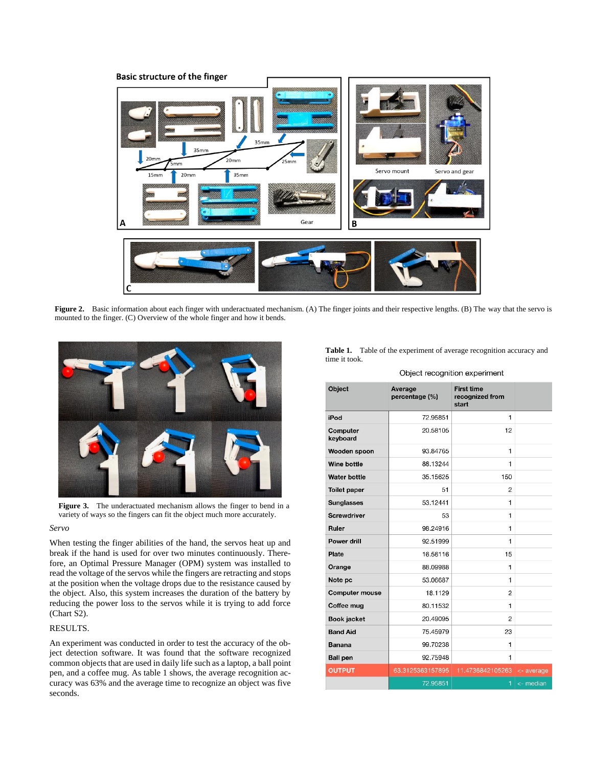Figure 2. Basic information about each finger with underactuated mechanism. (A) The finger joints and their respective lengths. (B) The way that the servo is mounted to the finger. (C) Overview of the whole finger and how it bends.

Figure 3. The underactuated mechanism allows the finger to bend in a variety of ways so the fingers can fit the object much more accurately.

*Servo*

When testing the finger abilities of the hand, the servos heat up and break if the hand is used for over two minutes continuously. Therefore, an Optimal Pressure Manager (OPM) system was installed to read the voltage of the servos while the fingers are retracting and stops at the position when the voltage drops due to the resistance caused by the object. Also, this system increases the duration of the battery by reducing the power loss to the servos while it is trying to add force (Chart S2).

RESULTS.

An experiment was conducted in order to test the accuracy of the object detection software. It was found that the software recognized common objects that are used in daily life such as a laptop, a ball point pen, and a coffee mug. As table 1 shows, the average recognition accuracy was 63% and the average time to recognize an object was five seconds.

**Table 1.** Table of the experiment of average recognition accuracy and time it took.

Object recognition experiment

| Object | Average percentage (%) | First time recognized from start | |
|---|---|---|---|
| iPod | 72.95851 | 1 | |
| Computer keyboard | 20.58105 | 12 | |
| Wooden spoon | 93.84765 | 1 | |
| Wine bottle | 88.13244 | 1 | |
| Water bottle | 35.15625 | 150 | |
| Toilet paper | 51 | 2 | |
| Sunglasses | 53.12441 | 1 | |
| Screwdriver | 53 | 1 | |
| Ruler | 98.24916 | 1 | |
| Power drill | 92.51999 | 1 | |
| Plate | 16.56116 | 15 | |
| Orange | 88.09988 | 1 | |
| Note pc | 53.06687 | 1 | |
| Computer mouse | 18.1129 | 2 | |
| Coffee mug | 80.11532 | 1 | |
| Book jacket | 20.49095 | 2 | |
| Band Aid | 75.45979 | 23 | |
| Banana | 99.70238 | 1 | |
| Ball pen | 92.75948 | 1 | |
| OUTPUT | 63.3125363157895 | 11.4736842105263 | <- average |
| | 72.95851 | 1 | <- median |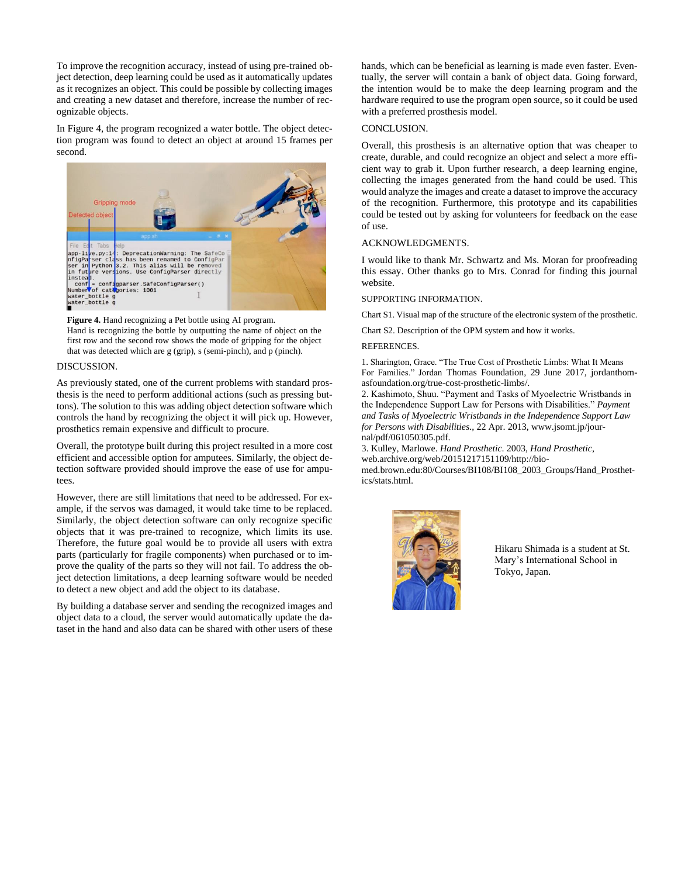To improve the recognition accuracy, instead of using pre-trained object detection, deep learning could be used as it automatically updates as it recognizes an object. This could be possible by collecting images and creating a new dataset and therefore, increase the number of recognizable objects.

In Figure 4, the program recognized a water bottle. The object detection program was found to detect an object at around 15 frames per second.

**Figure 4.** Hand recognizing a Pet bottle using AI program. Hand is recognizing the bottle by outputting the name of object on the first row and the second row shows the mode of gripping for the object that was detected which are g (grip), s (semi-pinch), and p (pinch).

## DISCUSSION.

As previously stated, one of the current problems with standard prosthesis is the need to perform additional actions (such as pressing buttons). The solution to this was adding object detection software which controls the hand by recognizing the object it will pick up. However, prosthetics remain expensive and difficult to procure.

Overall, the prototype built during this project resulted in a more cost efficient and accessible option for amputees. Similarly, the object detection software provided should improve the ease of use for amputees.

However, there are still limitations that need to be addressed. For example, if the servos was damaged, it would take time to be replaced. Similarly, the object detection software can only recognize specific objects that it was pre-trained to recognize, which limits its use. Therefore, the future goal would be to provide all users with extra parts (particularly for fragile components) when purchased or to improve the quality of the parts so they will not fail. To address the object detection limitations, a deep learning software would be needed to detect a new object and add the object to its database.

By building a database server and sending the recognized images and object data to a cloud, the server would automatically update the dataset in the hand and also data can be shared with other users of these hands, which can be beneficial as learning is made even faster. Eventually, the server will contain a bank of object data. Going forward, the intention would be to make the deep learning program and the hardware required to use the program open source, so it could be used with a preferred prosthesis model.

## CONCLUSION.

Overall, this prosthesis is an alternative option that was cheaper to create, durable, and could recognize an object and select a more efficient way to grab it. Upon further research, a deep learning engine, collecting the images generated from the hand could be used. This would analyze the images and create a dataset to improve the accuracy of the recognition. Furthermore, this prototype and its capabilities could be tested out by asking for volunteers for feedback on the ease of use.

## ACKNOWLEDGMENTS.

I would like to thank Mr. Schwartz and Ms. Moran for proofreading this essay. Other thanks go to Mrs. Conrad for finding this journal website.

## SUPPORTING INFORMATION.

Chart S1. Visual map of the structure of the electronic system of the prosthetic.

Chart S2. Description of the OPM system and how it works.

## REFERENCES.

1. Sharington, Grace. "The True Cost of Prosthetic Limbs: What It Means For Families." Jordan Thomas Foundation, 29 June 2017, jordanthomasfoundation.org/true-cost-prosthetic-limbs/.
2. Kashimoto, Shuu. "Payment and Tasks of Myoelectric Wristbands in the Independence Support Law for Persons with Disabilities." *Payment and Tasks of Myoelectric Wristbands in the Independence Support Law for Persons with Disabilities.*, 22 Apr. 2013, www.jsomt.jp/journal/pdf/061050305.pdf.
3. Kulley, Marlowe. *Hand Prosthetic.* 2003, *Hand Prosthetic*, web.archive.org/web/20151217151109/http://biomed.brown.edu:80/Courses/BI108/BI108_2003_Groups/Hand_Prosthetics/stats.html.

Hikaru Shimada is a student at St. Mary's International School in Tokyo, Japan.